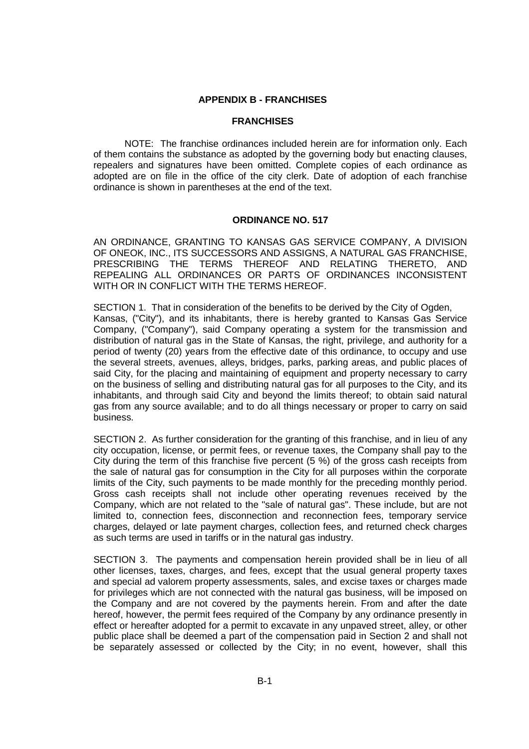# APPENDIX B - FRANCHISES

## FRANCHISES

NOTE: The franchise ordinances included herein are for information only. Each of them contains the substance as adopted by the governing body but enacting clauses, repealers and signatures have been omitted. Complete copies of each ordinance as adopted are on file in the office of the city clerk. Date of adoption of each franchise ordinance is shown in parentheses at the end of the text.

## ORDINANCE NO. 517

AN ORDINANCE, GRANTING TO KANSAS GAS SERVICE COMPANY, A DIVISION OF ONEOK, INC., ITS SUCCESSORS AND ASSIGNS, A NATURAL GAS FRANCHISE, PRESCRIBING THE TERMS THEREOF AND RELATING THERETO, AND REPEALING ALL ORDINANCES OR PARTS OF ORDINANCES INCONSISTENT WITH OR IN CONFLICT WITH THE TERMS HEREOF.

SECTION 1. That in consideration of the benefits to be derived by the City of Ogden, Kansas, ("City"), and its inhabitants, there is hereby granted to Kansas Gas Service Company, ("Company"), said Company operating a system for the transmission and distribution of natural gas in the State of Kansas, the right, privilege, and authority for a period of twenty (20) years from the effective date of this ordinance, to occupy and use the several streets, avenues, alleys, bridges, parks, parking areas, and public places of said City, for the placing and maintaining of equipment and property necessary to carry on the business of selling and distributing natural gas for all purposes to the City, and its inhabitants, and through said City and beyond the limits thereof; to obtain said natural gas from any source available; and to do all things necessary or proper to carry on said business.

SECTION 2. As further consideration for the granting of this franchise, and in lieu of any city occupation, license, or permit fees, or revenue taxes, the Company shall pay to the City during the term of this franchise five percent (5 %) of the gross cash receipts from the sale of natural gas for consumption in the City for all purposes within the corporate limits of the City, such payments to be made monthly for the preceding monthly period. Gross cash receipts shall not include other operating revenues received by the Company, which are not related to the "sale of natural gas". These include, but are not limited to, connection fees, disconnection and reconnection fees, temporary service charges, delayed or late payment charges, collection fees, and returned check charges as such terms are used in tariffs or in the natural gas industry.

SECTION 3. The payments and compensation herein provided shall be in lieu of all other licenses, taxes, charges, and fees, except that the usual general property taxes and special ad valorem property assessments, sales, and excise taxes or charges made for privileges which are not connected with the natural gas business, will be imposed on the Company and are not covered by the payments herein. From and after the date hereof, however, the permit fees required of the Company by any ordinance presently in effect or hereafter adopted for a permit to excavate in any unpaved street, alley, or other public place shall be deemed a part of the compensation paid in Section 2 and shall not be separately assessed or collected by the City; in no event, however, shall this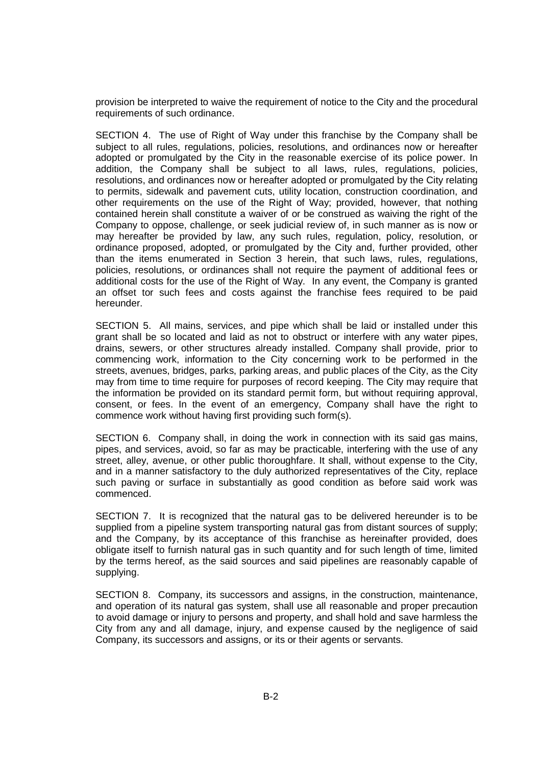provision be interpreted to waive the requirement of notice to the City and the procedural requirements of such ordinance.

SECTION 4. The use of Right of Way under this franchise by the Company shall be subject to all rules, regulations, policies, resolutions, and ordinances now or hereafter adopted or promulgated by the City in the reasonable exercise of its police power. In addition, the Company shall be subject to all laws, rules, regulations, policies, resolutions, and ordinances now or hereafter adopted or promulgated by the City relating to permits, sidewalk and pavement cuts, utility location, construction coordination, and other requirements on the use of the Right of Way; provided, however, that nothing contained herein shall constitute a waiver of or be construed as waiving the right of the Company to oppose, challenge, or seek judicial review of, in such manner as is now or may hereafter be provided by law, any such rules, regulation, policy, resolution, or ordinance proposed, adopted, or promulgated by the City and, further provided, other than the items enumerated in Section 3 herein, that such laws, rules, regulations, policies, resolutions, or ordinances shall not require the payment of additional fees or additional costs for the use of the Right of Way. In any event, the Company is granted an offset tor such fees and costs against the franchise fees required to be paid hereunder.

SECTION 5. All mains, services, and pipe which shall be laid or installed under this grant shall be so located and laid as not to obstruct or interfere with any water pipes, drains, sewers, or other structures already installed. Company shall provide, prior to commencing work, information to the City concerning work to be performed in the streets, avenues, bridges, parks, parking areas, and public places of the City, as the City may from time to time require for purposes of record keeping. The City may require that the information be provided on its standard permit form, but without requiring approval, consent, or fees. In the event of an emergency, Company shall have the right to commence work without having first providing such form(s).

SECTION 6. Company shall, in doing the work in connection with its said gas mains, pipes, and services, avoid, so far as may be practicable, interfering with the use of any street, alley, avenue, or other public thoroughfare. It shall, without expense to the City, and in a manner satisfactory to the duly authorized representatives of the City, replace such paving or surface in substantially as good condition as before said work was commenced.

SECTION 7. It is recognized that the natural gas to be delivered hereunder is to be supplied from a pipeline system transporting natural gas from distant sources of supply; and the Company, by its acceptance of this franchise as hereinafter provided, does obligate itself to furnish natural gas in such quantity and for such length of time, limited by the terms hereof, as the said sources and said pipelines are reasonably capable of supplying.

SECTION 8. Company, its successors and assigns, in the construction, maintenance, and operation of its natural gas system, shall use all reasonable and proper precaution to avoid damage or injury to persons and property, and shall hold and save harmless the City from any and all damage, injury, and expense caused by the negligence of said Company, its successors and assigns, or its or their agents or servants.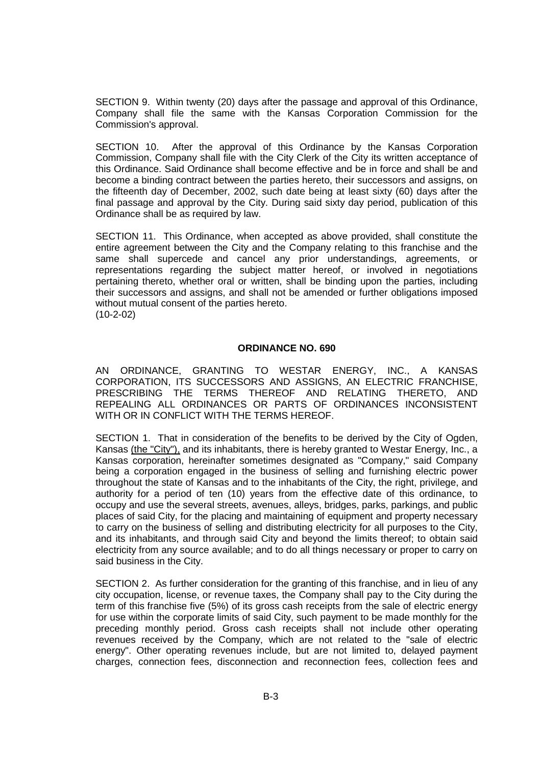SECTION 9. Within twenty (20) days after the passage and approval of this Ordinance, Company shall file the same with the Kansas Corporation Commission for the Commission's approval.

SECTION 10. After the approval of this Ordinance by the Kansas Corporation Commission, Company shall file with the City Clerk of the City its written acceptance of this Ordinance. Said Ordinance shall become effective and be in force and shall be and become a binding contract between the parties hereto, their successors and assigns, on the fifteenth day of December, 2002, such date being at least sixty (60) days after the final passage and approval by the City. During said sixty day period, publication of this Ordinance shall be as required by law.

SECTION 11. This Ordinance, when accepted as above provided, shall constitute the entire agreement between the City and the Company relating to this franchise and the same shall supercede and cancel any prior understandings, agreements, or representations regarding the subject matter hereof, or involved in negotiations pertaining thereto, whether oral or written, shall be binding upon the parties, including their successors and assigns, and shall not be amended or further obligations imposed without mutual consent of the parties hereto.
(10-2-02)

## ORDINANCE NO. 690

AN ORDINANCE, GRANTING TO WESTAR ENERGY, INC., A KANSAS CORPORATION, ITS SUCCESSORS AND ASSIGNS, AN ELECTRIC FRANCHISE, PRESCRIBING THE TERMS THEREOF AND RELATING THERETO, AND REPEALING ALL ORDINANCES OR PARTS OF ORDINANCES INCONSISTENT WITH OR IN CONFLICT WITH THE TERMS HEREOF.

SECTION 1. That in consideration of the benefits to be derived by the City of Ogden, Kansas (the "City"), and its inhabitants, there is hereby granted to Westar Energy, Inc., a Kansas corporation, hereinafter sometimes designated as "Company," said Company being a corporation engaged in the business of selling and furnishing electric power throughout the state of Kansas and to the inhabitants of the City, the right, privilege, and authority for a period of ten (10) years from the effective date of this ordinance, to occupy and use the several streets, avenues, alleys, bridges, parks, parkings, and public places of said City, for the placing and maintaining of equipment and property necessary to carry on the business of selling and distributing electricity for all purposes to the City, and its inhabitants, and through said City and beyond the limits thereof; to obtain said electricity from any source available; and to do all things necessary or proper to carry on said business in the City.

SECTION 2. As further consideration for the granting of this franchise, and in lieu of any city occupation, license, or revenue taxes, the Company shall pay to the City during the term of this franchise five (5%) of its gross cash receipts from the sale of electric energy for use within the corporate limits of said City, such payment to be made monthly for the preceding monthly period. Gross cash receipts shall not include other operating revenues received by the Company, which are not related to the "sale of electric energy". Other operating revenues include, but are not limited to, delayed payment charges, connection fees, disconnection and reconnection fees, collection fees and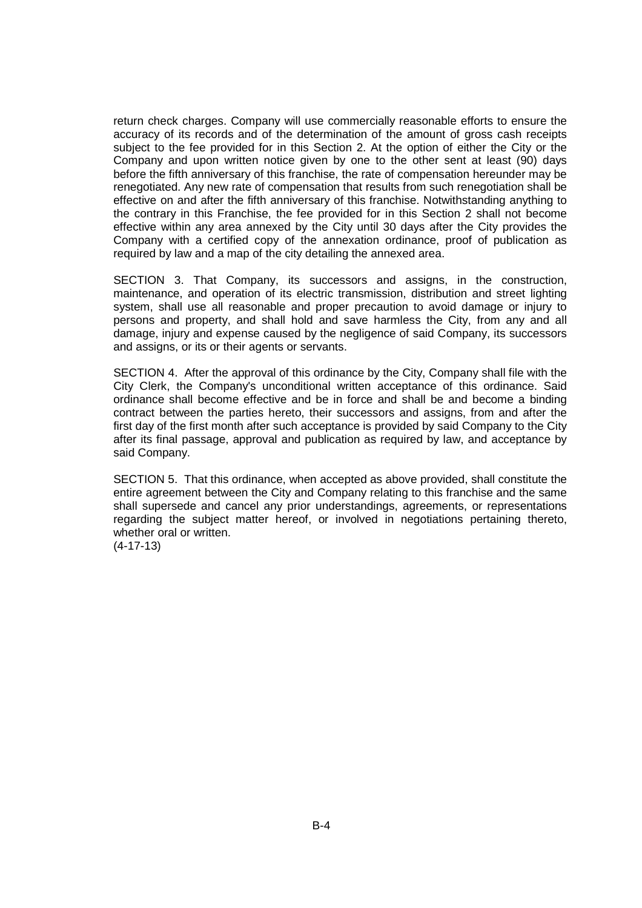return check charges. Company will use commercially reasonable efforts to ensure the accuracy of its records and of the determination of the amount of gross cash receipts subject to the fee provided for in this Section 2. At the option of either the City or the Company and upon written notice given by one to the other sent at least (90) days before the fifth anniversary of this franchise, the rate of compensation hereunder may be renegotiated. Any new rate of compensation that results from such renegotiation shall be effective on and after the fifth anniversary of this franchise. Notwithstanding anything to the contrary in this Franchise, the fee provided for in this Section 2 shall not become effective within any area annexed by the City until 30 days after the City provides the Company with a certified copy of the annexation ordinance, proof of publication as required by law and a map of the city detailing the annexed area.

SECTION 3. That Company, its successors and assigns, in the construction, maintenance, and operation of its electric transmission, distribution and street lighting system, shall use all reasonable and proper precaution to avoid damage or injury to persons and property, and shall hold and save harmless the City, from any and all damage, injury and expense caused by the negligence of said Company, its successors and assigns, or its or their agents or servants.

SECTION 4. After the approval of this ordinance by the City, Company shall file with the City Clerk, the Company's unconditional written acceptance of this ordinance. Said ordinance shall become effective and be in force and shall be and become a binding contract between the parties hereto, their successors and assigns, from and after the first day of the first month after such acceptance is provided by said Company to the City after its final passage, approval and publication as required by law, and acceptance by said Company.

SECTION 5. That this ordinance, when accepted as above provided, shall constitute the entire agreement between the City and Company relating to this franchise and the same shall supersede and cancel any prior understandings, agreements, or representations regarding the subject matter hereof, or involved in negotiations pertaining thereto, whether oral or written.
(4-17-13)